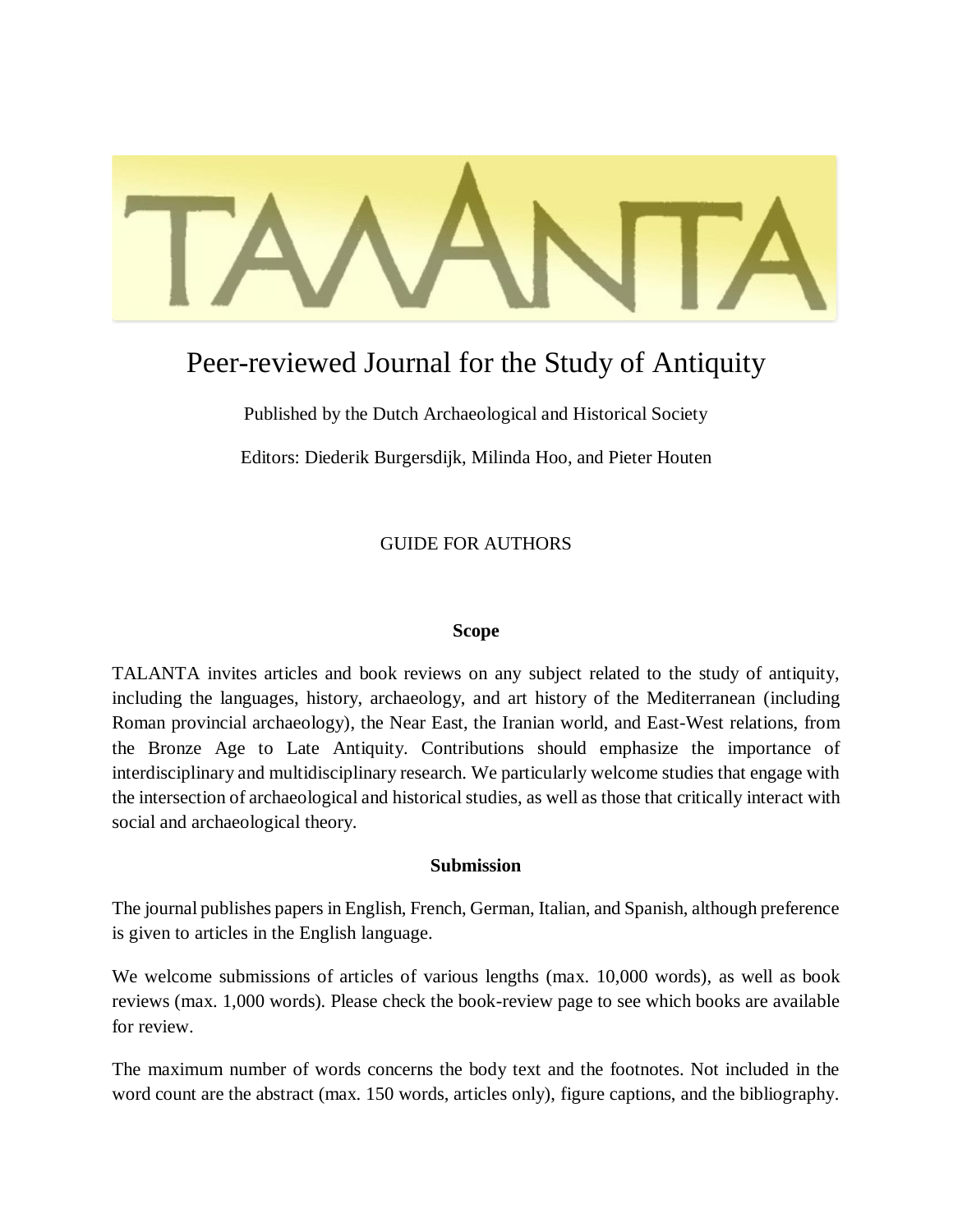# TALANTA

## Peer-reviewed Journal for the Study of Antiquity

Published by the Dutch Archaeological and Historical Society

Editors: Diederik Burgersdijk, Milinda Hoo, and Pieter Houten

GUIDE FOR AUTHORS

### Scope

TALANTA invites articles and book reviews on any subject related to the study of antiquity, including the languages, history, archaeology, and art history of the Mediterranean (including Roman provincial archaeology), the Near East, the Iranian world, and East-West relations, from the Bronze Age to Late Antiquity. Contributions should emphasize the importance of interdisciplinary and multidisciplinary research. We particularly welcome studies that engage with the intersection of archaeological and historical studies, as well as those that critically interact with social and archaeological theory.

### Submission

The journal publishes papers in English, French, German, Italian, and Spanish, although preference is given to articles in the English language.

We welcome submissions of articles of various lengths (max. 10,000 words), as well as book reviews (max. 1,000 words). Please check the book-review page to see which books are available for review.

The maximum number of words concerns the body text and the footnotes. Not included in the word count are the abstract (max. 150 words, articles only), figure captions, and the bibliography.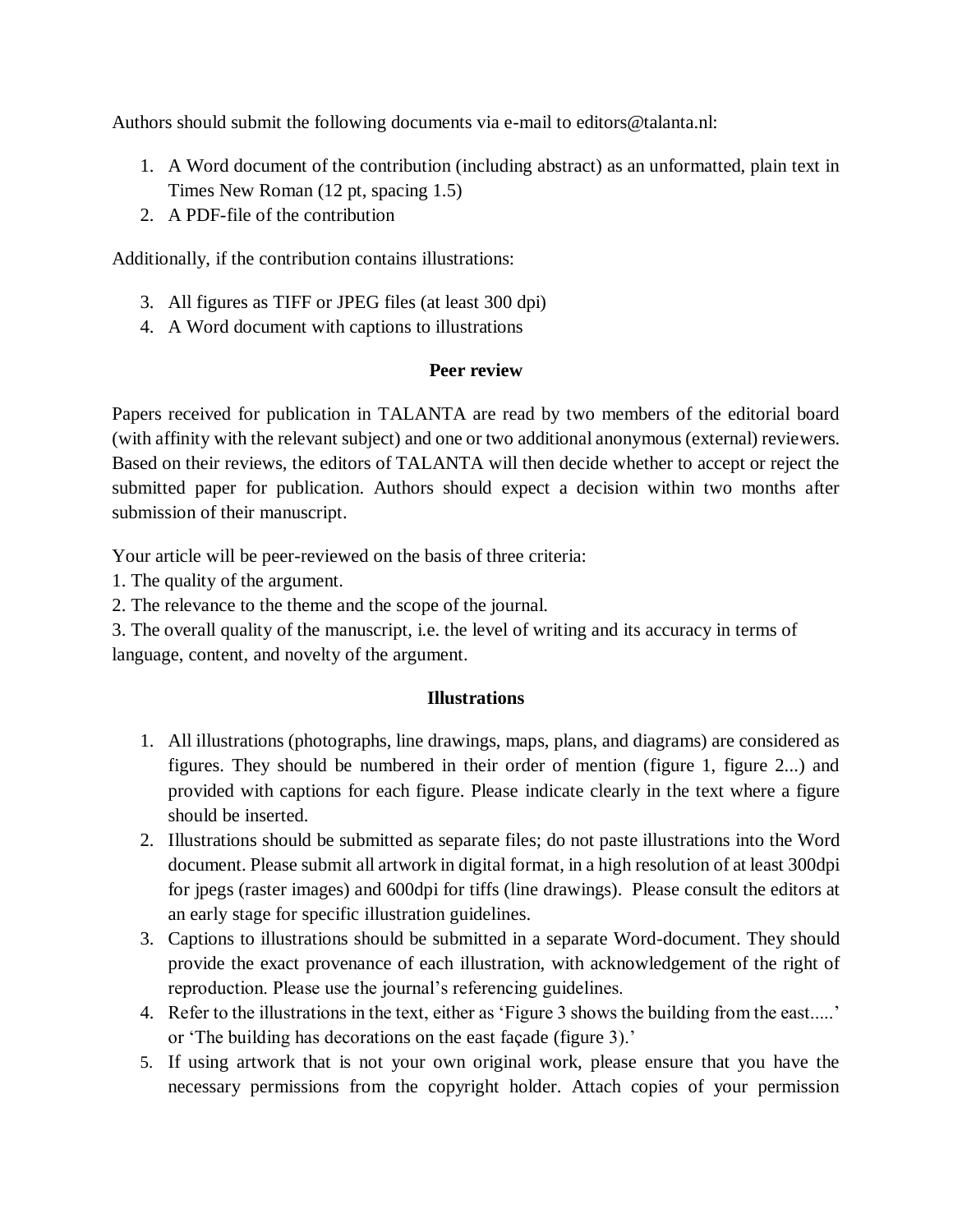Authors should submit the following documents via e-mail to editors@talanta.nl:

1. A Word document of the contribution (including abstract) as an unformatted, plain text in Times New Roman (12 pt, spacing 1.5)
2. A PDF-file of the contribution

Additionally, if the contribution contains illustrations:

3. All figures as TIFF or JPEG files (at least 300 dpi)
4. A Word document with captions to illustrations

## Peer review

Papers received for publication in TALANTA are read by two members of the editorial board (with affinity with the relevant subject) and one or two additional anonymous (external) reviewers. Based on their reviews, the editors of TALANTA will then decide whether to accept or reject the submitted paper for publication. Authors should expect a decision within two months after submission of their manuscript.

Your article will be peer-reviewed on the basis of three criteria:
1. The quality of the argument.
2. The relevance to the theme and the scope of the journal.
3. The overall quality of the manuscript, i.e. the level of writing and its accuracy in terms of language, content, and novelty of the argument.

## Illustrations

1. All illustrations (photographs, line drawings, maps, plans, and diagrams) are considered as figures. They should be numbered in their order of mention (figure 1, figure 2...) and provided with captions for each figure. Please indicate clearly in the text where a figure should be inserted.
2. Illustrations should be submitted as separate files; do not paste illustrations into the Word document. Please submit all artwork in digital format, in a high resolution of at least 300dpi for jpegs (raster images) and 600dpi for tiffs (line drawings). Please consult the editors at an early stage for specific illustration guidelines.
3. Captions to illustrations should be submitted in a separate Word-document. They should provide the exact provenance of each illustration, with acknowledgement of the right of reproduction. Please use the journal's referencing guidelines.
4. Refer to the illustrations in the text, either as 'Figure 3 shows the building from the east.....' or 'The building has decorations on the east façade (figure 3).'
5. If using artwork that is not your own original work, please ensure that you have the necessary permissions from the copyright holder. Attach copies of your permission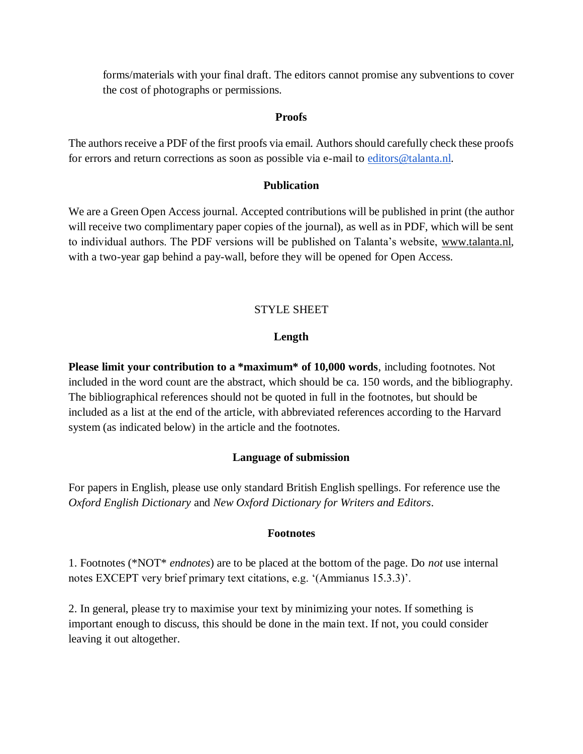forms/materials with your final draft. The editors cannot promise any subventions to cover the cost of photographs or permissions.

### Proofs

The authors receive a PDF of the first proofs via email. Authors should carefully check these proofs for errors and return corrections as soon as possible via e-mail to editors@talanta.nl.

### Publication

We are a Green Open Access journal. Accepted contributions will be published in print (the author will receive two complimentary paper copies of the journal), as well as in PDF, which will be sent to individual authors. The PDF versions will be published on Talanta's website, www.talanta.nl, with a two-year gap behind a pay-wall, before they will be opened for Open Access.

## STYLE SHEET

### Length

**Please limit your contribution to a *maximum* of 10,000 words**, including footnotes. Not included in the word count are the abstract, which should be ca. 150 words, and the bibliography. The bibliographical references should not be quoted in full in the footnotes, but should be included as a list at the end of the article, with abbreviated references according to the Harvard system (as indicated below) in the article and the footnotes.

### Language of submission

For papers in English, please use only standard British English spellings. For reference use the *Oxford English Dictionary* and *New Oxford Dictionary for Writers and Editors*.

### Footnotes

1. Footnotes (*NOT* *endnotes*) are to be placed at the bottom of the page. Do *not* use internal notes EXCEPT very brief primary text citations, e.g. '(Ammianus 15.3.3)'.

2. In general, please try to maximise your text by minimizing your notes. If something is important enough to discuss, this should be done in the main text. If not, you could consider leaving it out altogether.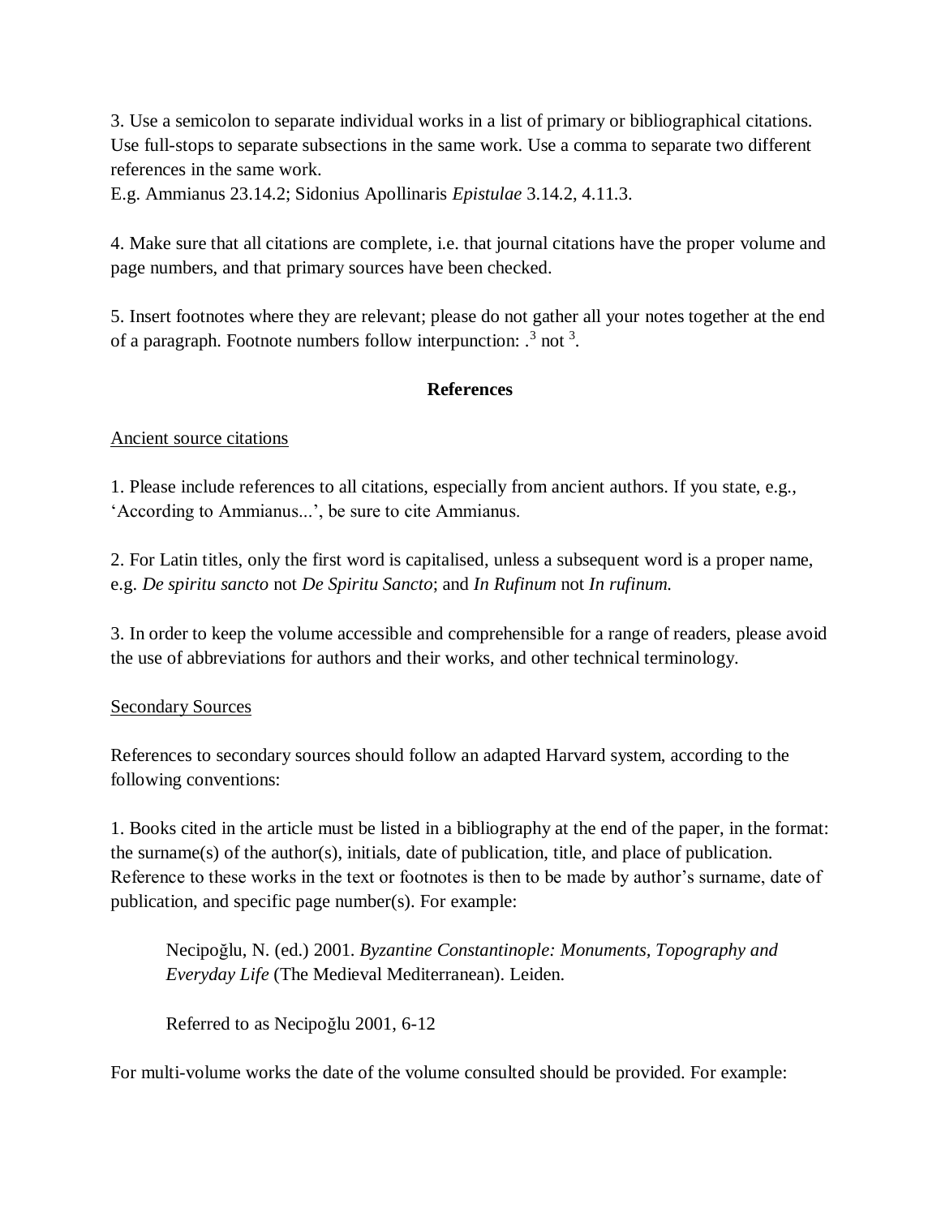3. Use a semicolon to separate individual works in a list of primary or bibliographical citations. Use full-stops to separate subsections in the same work. Use a comma to separate two different references in the same work.
E.g. Ammianus 23.14.2; Sidonius Apollinaris *Epistulae* 3.14.2, 4.11.3.

4. Make sure that all citations are complete, i.e. that journal citations have the proper volume and page numbers, and that primary sources have been checked.

5. Insert footnotes where they are relevant; please do not gather all your notes together at the end of a paragraph. Footnote numbers follow interpunction: .[3] not [3].

## References

<u>Ancient source citations</u>

1. Please include references to all citations, especially from ancient authors. If you state, e.g., 'According to Ammianus...', be sure to cite Ammianus.

2. For Latin titles, only the first word is capitalised, unless a subsequent word is a proper name, e.g. *De spiritu sancto* not *De Spiritu Sancto*; and *In Rufinum* not *In rufinum.*

3. In order to keep the volume accessible and comprehensible for a range of readers, please avoid the use of abbreviations for authors and their works, and other technical terminology.

<u>Secondary Sources</u>

References to secondary sources should follow an adapted Harvard system, according to the following conventions:

1. Books cited in the article must be listed in a bibliography at the end of the paper, in the format: the surname(s) of the author(s), initials, date of publication, title, and place of publication. Reference to these works in the text or footnotes is then to be made by author's surname, date of publication, and specific page number(s). For example:

> Necipoğlu, N. (ed.) 2001. *Byzantine Constantinople: Monuments, Topography and Everyday Life* (The Medieval Mediterranean). Leiden.
>
> Referred to as Necipoğlu 2001, 6-12

For multi-volume works the date of the volume consulted should be provided. For example: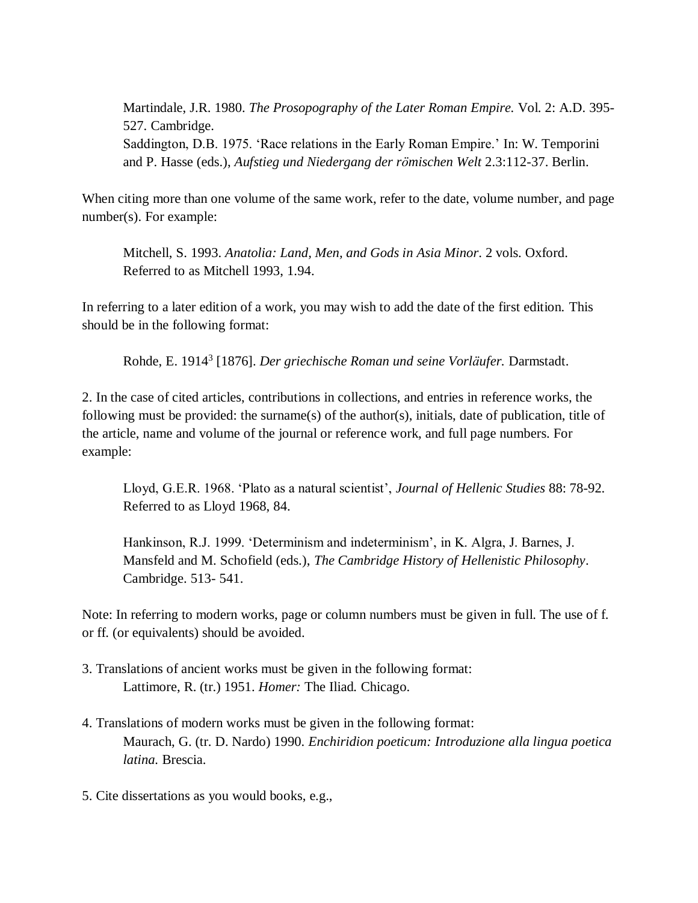Martindale, J.R. 1980. *The Prosopography of the Later Roman Empire.* Vol. 2: A.D. 395-527. Cambridge.
Saddington, D.B. 1975. 'Race relations in the Early Roman Empire.' In: W. Temporini and P. Hasse (eds.), *Aufstieg und Niedergang der römischen Welt* 2.3:112-37. Berlin.

When citing more than one volume of the same work, refer to the date, volume number, and page number(s). For example:

Mitchell, S. 1993. *Anatolia: Land, Men, and Gods in Asia Minor*. 2 vols. Oxford.
Referred to as Mitchell 1993, 1.94.

In referring to a later edition of a work, you may wish to add the date of the first edition. This should be in the following format:

Rohde, E. $1914^3$ [1876]. *Der griechische Roman und seine Vorläufer.* Darmstadt.

2. In the case of cited articles, contributions in collections, and entries in reference works, the following must be provided: the surname(s) of the author(s), initials, date of publication, title of the article, name and volume of the journal or reference work, and full page numbers. For example:

Lloyd, G.E.R. 1968. 'Plato as a natural scientist', *Journal of Hellenic Studies* 88: 78-92.
Referred to as Lloyd 1968, 84.

Hankinson, R.J. 1999. 'Determinism and indeterminism', in K. Algra, J. Barnes, J. Mansfeld and M. Schofield (eds.), *The Cambridge History of Hellenistic Philosophy*. Cambridge. 513- 541.

Note: In referring to modern works, page or column numbers must be given in full. The use of f. or ff. (or equivalents) should be avoided.

3. Translations of ancient works must be given in the following format:
   Lattimore, R. (tr.) 1951. *Homer:* The Iliad. Chicago.

4. Translations of modern works must be given in the following format:
   Maurach, G. (tr. D. Nardo) 1990. *Enchiridion poeticum: Introduzione alla lingua poetica latina.* Brescia.

5. Cite dissertations as you would books, e.g.,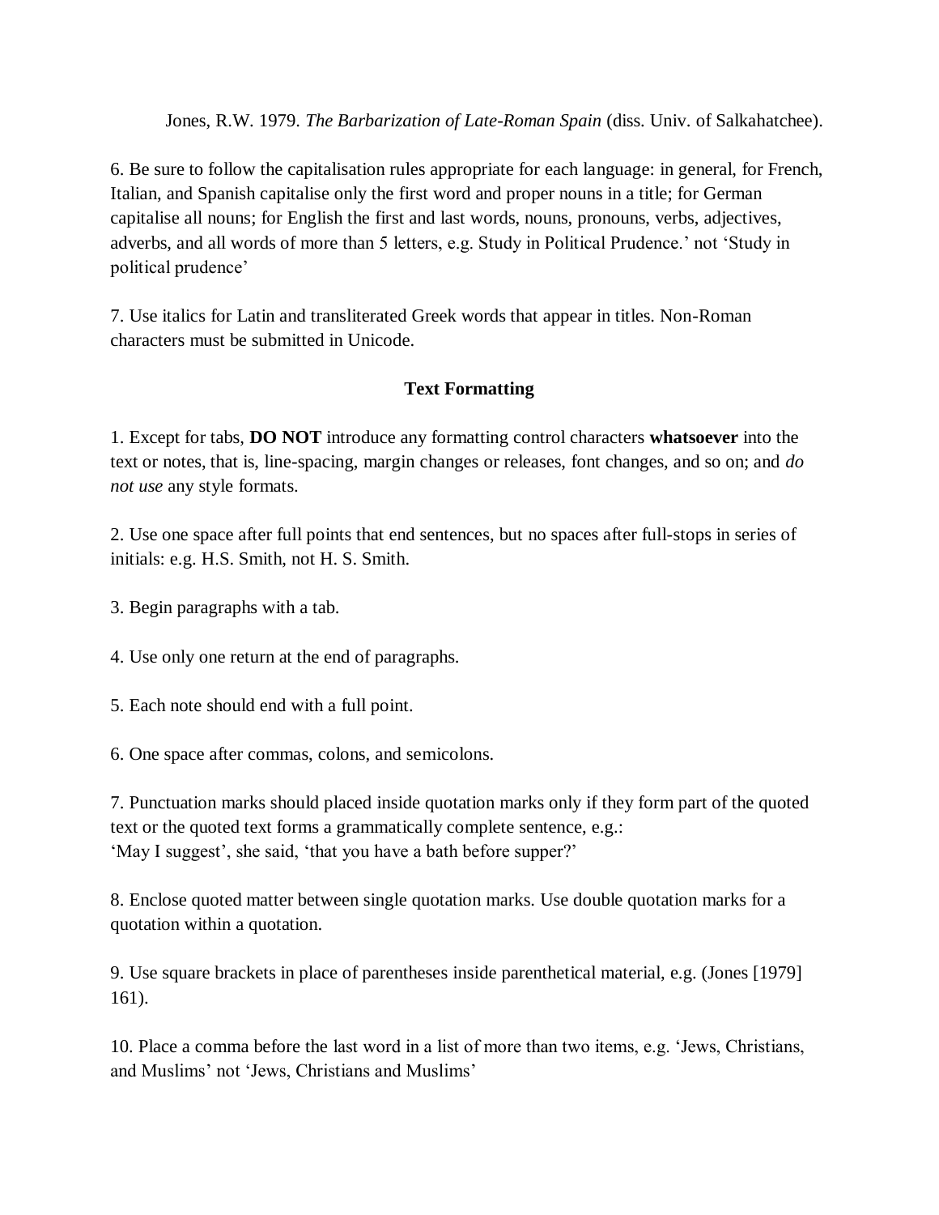Jones, R.W. 1979. *The Barbarization of Late-Roman Spain* (diss. Univ. of Salkahatchee).

6. Be sure to follow the capitalisation rules appropriate for each language: in general, for French, Italian, and Spanish capitalise only the first word and proper nouns in a title; for German capitalise all nouns; for English the first and last words, nouns, pronouns, verbs, adjectives, adverbs, and all words of more than 5 letters, e.g. Study in Political Prudence.' not 'Study in political prudence'

7. Use italics for Latin and transliterated Greek words that appear in titles. Non-Roman characters must be submitted in Unicode.

## Text Formatting

1. Except for tabs, **DO NOT** introduce any formatting control characters **whatsoever** into the text or notes, that is, line-spacing, margin changes or releases, font changes, and so on; and *do not use* any style formats.

2. Use one space after full points that end sentences, but no spaces after full-stops in series of initials: e.g. H.S. Smith, not H. S. Smith.

3. Begin paragraphs with a tab.

4. Use only one return at the end of paragraphs.

5. Each note should end with a full point.

6. One space after commas, colons, and semicolons.

7. Punctuation marks should placed inside quotation marks only if they form part of the quoted text or the quoted text forms a grammatically complete sentence, e.g.:
'May I suggest', she said, 'that you have a bath before supper?'

8. Enclose quoted matter between single quotation marks. Use double quotation marks for a quotation within a quotation.

9. Use square brackets in place of parentheses inside parenthetical material, e.g. (Jones [1979] 161).

10. Place a comma before the last word in a list of more than two items, e.g. 'Jews, Christians, and Muslims' not 'Jews, Christians and Muslims'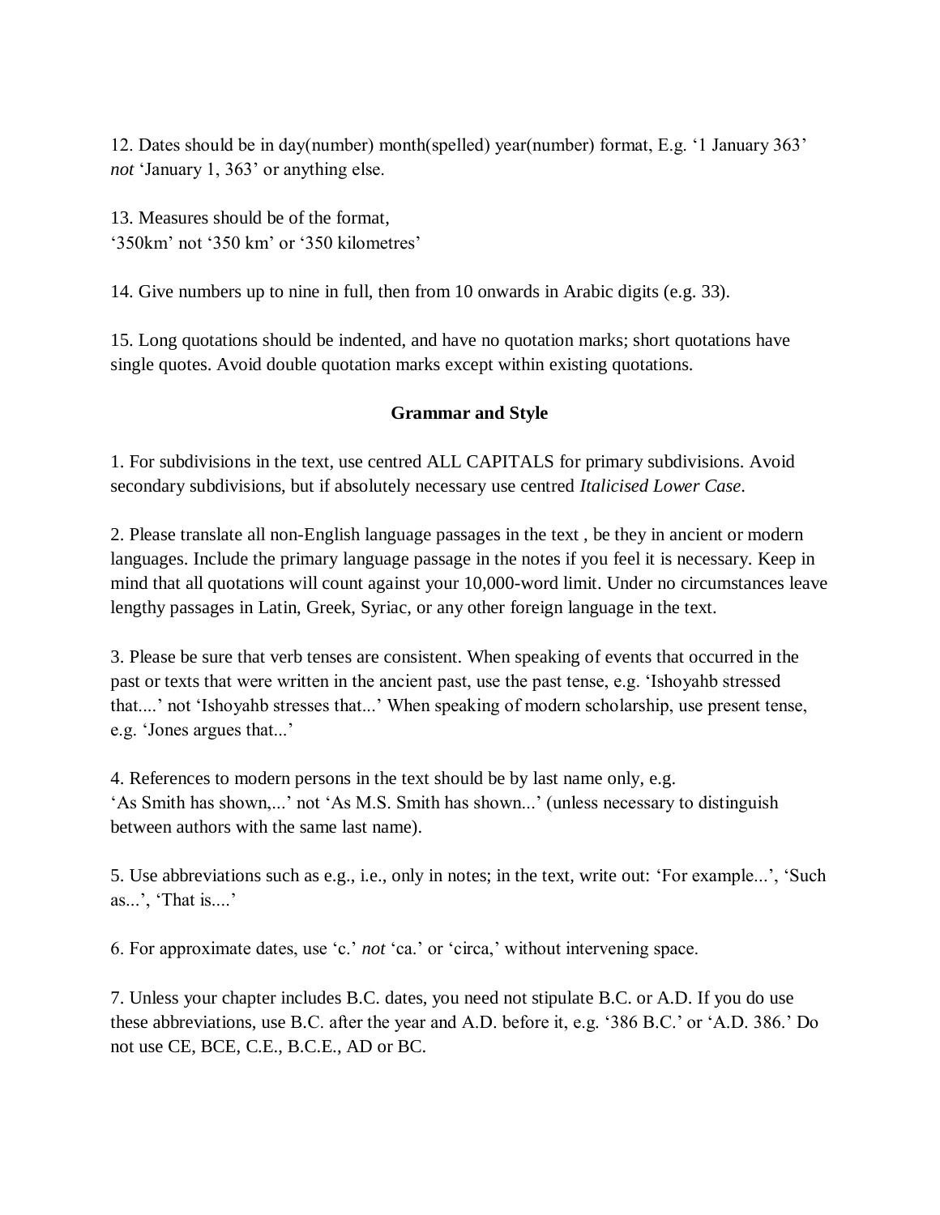12. Dates should be in day(number) month(spelled) year(number) format, E.g. '1 January 363' *not* 'January 1, 363' or anything else.

13. Measures should be of the format,
'350km' not '350 km' or '350 kilometres'

14. Give numbers up to nine in full, then from 10 onwards in Arabic digits (e.g. 33).

15. Long quotations should be indented, and have no quotation marks; short quotations have single quotes. Avoid double quotation marks except within existing quotations.

## Grammar and Style

1. For subdivisions in the text, use centred ALL CAPITALS for primary subdivisions. Avoid secondary subdivisions, but if absolutely necessary use centred *Italicised Lower Case*.

2. Please translate all non-English language passages in the text , be they in ancient or modern languages. Include the primary language passage in the notes if you feel it is necessary. Keep in mind that all quotations will count against your 10,000-word limit. Under no circumstances leave lengthy passages in Latin, Greek, Syriac, or any other foreign language in the text.

3. Please be sure that verb tenses are consistent. When speaking of events that occurred in the past or texts that were written in the ancient past, use the past tense, e.g. 'Ishoyahb stressed that....' not 'Ishoyahb stresses that...' When speaking of modern scholarship, use present tense, e.g. 'Jones argues that...'

4. References to modern persons in the text should be by last name only, e.g.
'As Smith has shown,...' not 'As M.S. Smith has shown...' (unless necessary to distinguish between authors with the same last name).

5. Use abbreviations such as e.g., i.e., only in notes; in the text, write out: 'For example...', 'Such as...', 'That is....'

6. For approximate dates, use 'c.' *not* 'ca.' or 'circa,' without intervening space.

7. Unless your chapter includes B.C. dates, you need not stipulate B.C. or A.D. If you do use these abbreviations, use B.C. after the year and A.D. before it, e.g. '386 B.C.' or 'A.D. 386.' Do not use CE, BCE, C.E., B.C.E., AD or BC.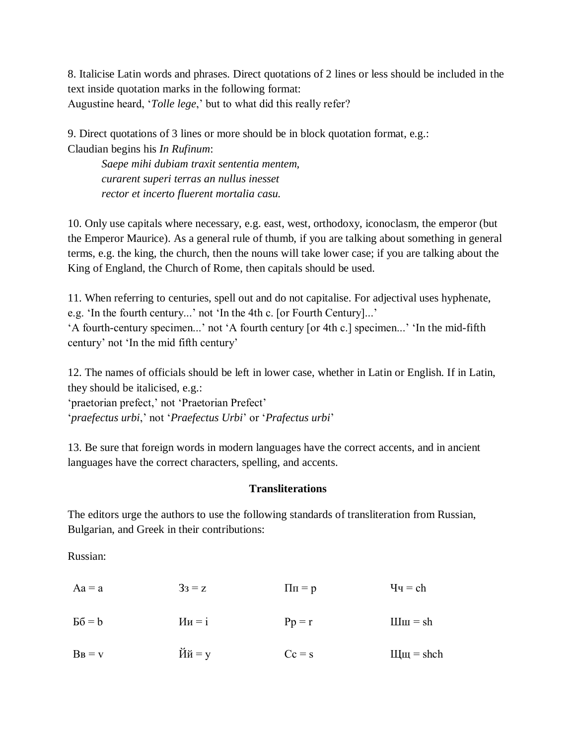8. Italicise Latin words and phrases. Direct quotations of 2 lines or less should be included in the text inside quotation marks in the following format:
Augustine heard, '*Tolle lege*,' but to what did this really refer?

9. Direct quotations of 3 lines or more should be in block quotation format, e.g.:
Claudian begins his *In Rufinum*:

> *Saepe mihi dubiam traxit sententia mentem,*
> *curarent superi terras an nullus inesset*
> *rector et incerto fluerent mortalia casu.*

10. Only use capitals where necessary, e.g. east, west, orthodoxy, iconoclasm, the emperor (but the Emperor Maurice). As a general rule of thumb, if you are talking about something in general terms, e.g. the king, the church, then the nouns will take lower case; if you are talking about the King of England, the Church of Rome, then capitals should be used.

11. When referring to centuries, spell out and do not capitalise. For adjectival uses hyphenate, e.g. 'In the fourth century...' not 'In the 4th c. [or Fourth Century]...'
'A fourth-century specimen...' not 'A fourth century [or 4th c.] specimen...' 'In the mid-fifth century' not 'In the mid fifth century'

12. The names of officials should be left in lower case, whether in Latin or English. If in Latin, they should be italicised, e.g.:
'praetorian prefect,' not 'Praetorian Prefect'
'*praefectus urbi*,' not '*Praefectus Urbi*' or '*Prafectus urbi*'

13. Be sure that foreign words in modern languages have the correct accents, and in ancient languages have the correct characters, spelling, and accents.

**Transliterations**

The editors urge the authors to use the following standards of transliteration from Russian, Bulgarian, and Greek in their contributions:

Russian:

| | | | |
|---|---|---|---|
| Аа = a | Зз = z | Пп = p | Чч = ch |
| Бб = b | Ии = i | Рр = r | Шш = sh |
| Вв = v | Йй = y | Сс = s | Щщ = shch |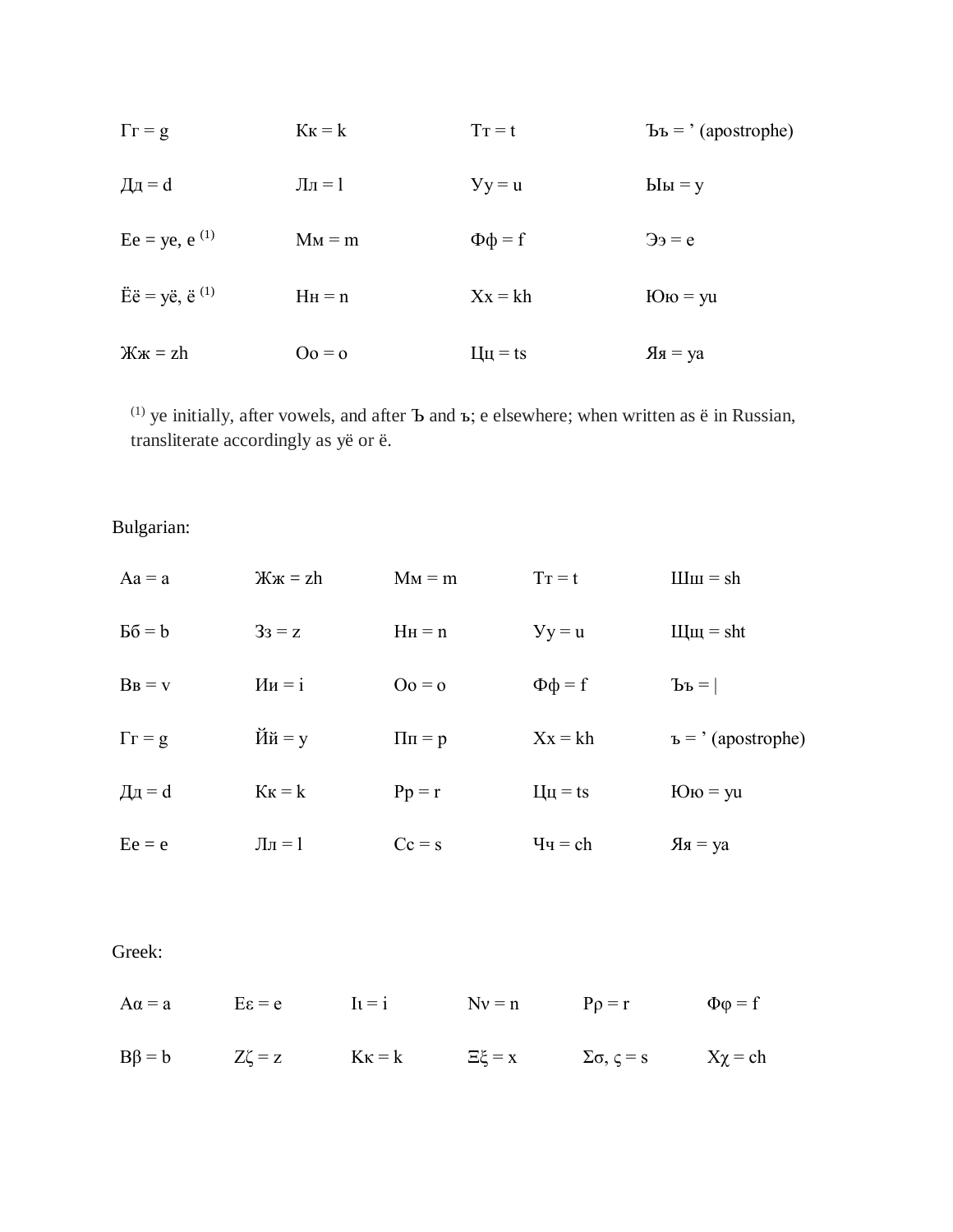| | | | |
|---|---|---|---|
| Гг = g | Кк = k | Тт = t | Ъъ = ’ (apostrophe) |
| Дд = d | Лл = l | Уу = u | Ыы = y |
| Ее = ye, e [1] | Мм = m | Фф = f | Ээ = e |
| Ёё = yё, ё [1] | Нн = n | Хх = kh | Юю = yu |
| Жж = zh | Оо = o | Цц = ts | Яя = ya |

[1] ye initially, after vowels, and after Ъ and ъ; e elsewhere; when written as ё in Russian, transliterate accordingly as yё or ё.

Bulgarian:

| | | | | |
|---|---|---|---|---|
| Аа = a | Жж = zh | Мм = m | Тт = t | Шш = sh |
| Бб = b | Зз = z | Нн = n | Уу = u | Щщ = sht |
| Вв = v | Ии = i | Оо = o | Фф = f | Ъъ = \| |
| Гг = g | Йй = y | Пп = p | Хх = kh | ъ = ’ (apostrophe) |
| Дд = d | Кк = k | Рр = r | Цц = ts | Юю = yu |
| Ее = e | Лл = l | Сс = s | Чч = ch | Яя = ya |

Greek:

| | | | | | |
|---|---|---|---|---|---|
| Αα = a | Εε = e | Ιι = i | Νν = n | Ρρ = r | Φφ = f |
| Ββ = b | Ζζ = z | Κκ = k | Ξξ = x | Σσ, ς = s | Χχ = ch |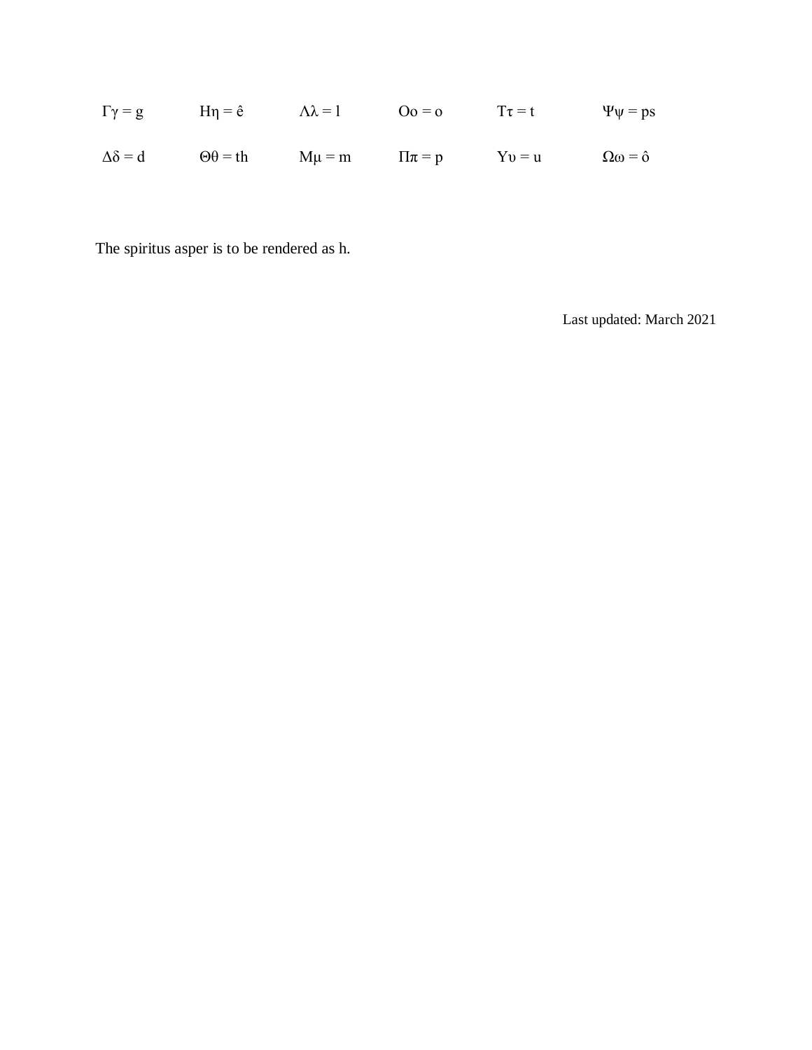| | | | | | |
|---|---|---|---|---|---|
| Γγ = g | Ηη = ê | Λλ = l | Οο = o | Ττ = t | Ψψ = ps |
| Δδ = d | Θθ = th | Μμ = m | Ππ = p | Υυ = u | Ωω = ô |

The spiritus asper is to be rendered as h.

Last updated: March 2021